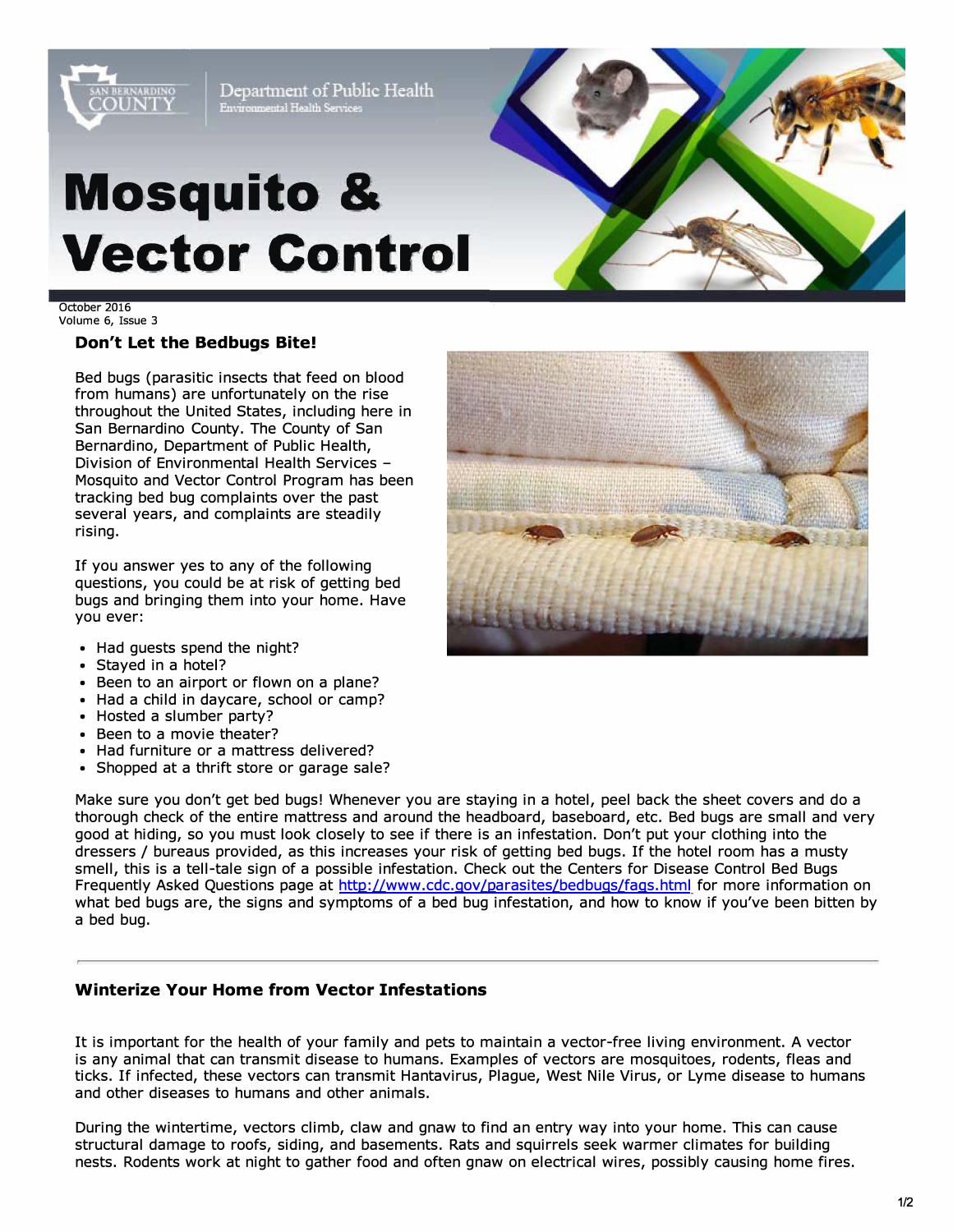San Bernardino County
Department of Public Health
Environmental Health Services

# Mosquito & Vector Control

October 2016
Volume 6, Issue 3

## Don't Let the Bedbugs Bite!

Bed bugs (parasitic insects that feed on blood from humans) are unfortunately on the rise throughout the United States, including here in San Bernardino County. The County of San Bernardino, Department of Public Health, Division of Environmental Health Services – Mosquito and Vector Control Program has been tracking bed bug complaints over the past several years, and complaints are steadily rising.

If you answer yes to any of the following questions, you could be at risk of getting bed bugs and bringing them into your home. Have you ever:

- Had guests spend the night?
- Stayed in a hotel?
- Been to an airport or flown on a plane?
- Had a child in daycare, school or camp?
- Hosted a slumber party?
- Been to a movie theater?
- Had furniture or a mattress delivered?
- Shopped at a thrift store or garage sale?

Make sure you don't get bed bugs! Whenever you are staying in a hotel, peel back the sheet covers and do a thorough check of the entire mattress and around the headboard, baseboard, etc. Bed bugs are small and very good at hiding, so you must look closely to see if there is an infestation. Don't put your clothing into the dressers / bureaus provided, as this increases your risk of getting bed bugs. If the hotel room has a musty smell, this is a tell-tale sign of a possible infestation. Check out the Centers for Disease Control Bed Bugs Frequently Asked Questions page at http://www.cdc.gov/parasites/bedbugs/faqs.html for more information on what bed bugs are, the signs and symptoms of a bed bug infestation, and how to know if you've been bitten by a bed bug.

---

## Winterize Your Home from Vector Infestations

It is important for the health of your family and pets to maintain a vector-free living environment. A vector is any animal that can transmit disease to humans. Examples of vectors are mosquitoes, rodents, fleas and ticks. If infected, these vectors can transmit Hantavirus, Plague, West Nile Virus, or Lyme disease to humans and other diseases to humans and other animals.

During the wintertime, vectors climb, claw and gnaw to find an entry way into your home. This can cause structural damage to roofs, siding, and basements. Rats and squirrels seek warmer climates for building nests. Rodents work at night to gather food and often gnaw on electrical wires, possibly causing home fires.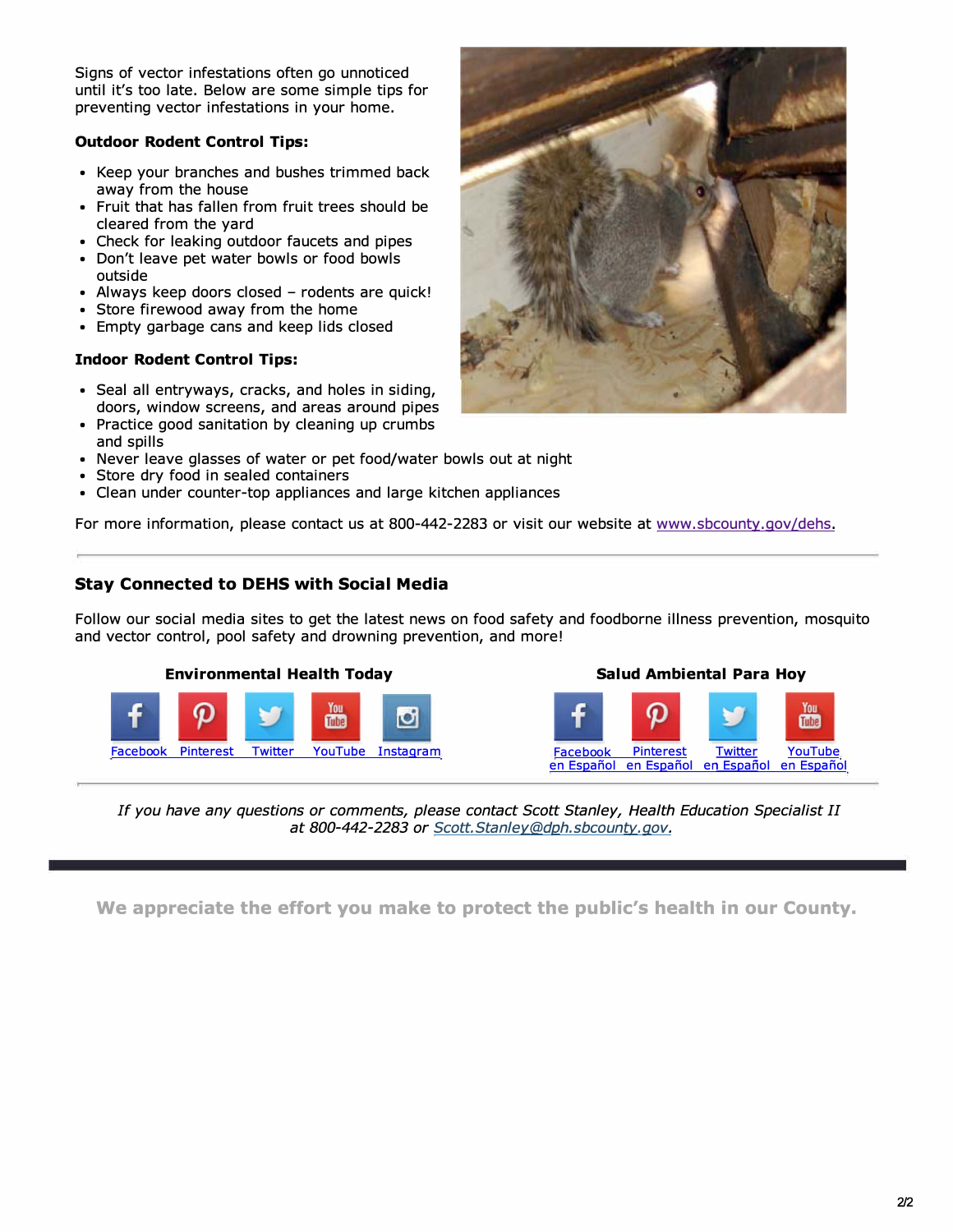Signs of vector infestations often go unnoticed until it's too late. Below are some simple tips for preventing vector infestations in your home.

**Outdoor Rodent Control Tips:**

- Keep your branches and bushes trimmed back away from the house
- Fruit that has fallen from fruit trees should be cleared from the yard
- Check for leaking outdoor faucets and pipes
- Don't leave pet water bowls or food bowls outside
- Always keep doors closed – rodents are quick!
- Store firewood away from the home
- Empty garbage cans and keep lids closed

**Indoor Rodent Control Tips:**

- Seal all entryways, cracks, and holes in siding, doors, window screens, and areas around pipes
- Practice good sanitation by cleaning up crumbs and spills
- Never leave glasses of water or pet food/water bowls out at night
- Store dry food in sealed containers
- Clean under counter-top appliances and large kitchen appliances

For more information, please contact us at 800-442-2283 or visit our website at www.sbcounty.gov/dehs.

---

### Stay Connected to DEHS with Social Media

Follow our social media sites to get the latest news on food safety and foodborne illness prevention, mosquito and vector control, pool safety and drowning prevention, and more!

**Environmental Health Today**

Facebook Pinterest Twitter YouTube Instagram

**Salud Ambiental Para Hoy**

Facebook en Español Pinterest en Español Twitter en Español YouTube en Español

---

*If you have any questions or comments, please contact Scott Stanley, Health Education Specialist II at 800-442-2283 or Scott.Stanley@dph.sbcounty.gov.*

**We appreciate the effort you make to protect the public's health in our County.**